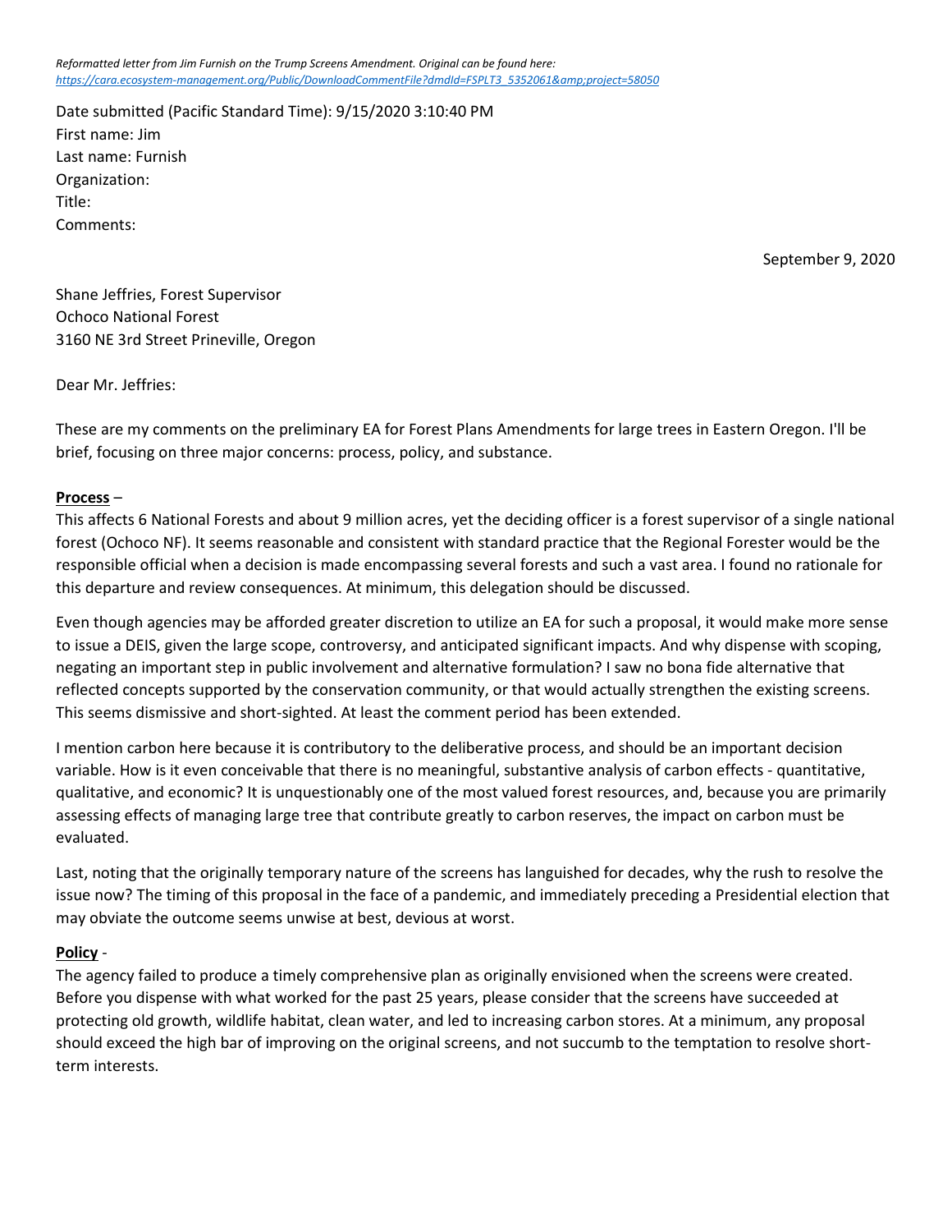*Reformatted letter from Jim Furnish on the Trump Screens Amendment. Original can be found here: [https://cara.ecosystem-management.org/Public/DownloadCommentFile?dmdId=FSPLT3_5352061&amp;project=58050](https://cara.ecosystem-management.org/Public/DownloadCommentFile?dmdId=FSPLT3_5352061&amp;project=58050)*

Date submitted (Pacific Standard Time): 9/15/2020 3:10:40 PM
First name: Jim
Last name: Furnish
Organization:
Title:
Comments:

September 9, 2020

Shane Jeffries, Forest Supervisor
Ochoco National Forest
3160 NE 3rd Street Prineville, Oregon

Dear Mr. Jeffries:

These are my comments on the preliminary EA for Forest Plans Amendments for large trees in Eastern Oregon. I'll be brief, focusing on three major concerns: process, policy, and substance.

**<u>Process</u>** –

This affects 6 National Forests and about 9 million acres, yet the deciding officer is a forest supervisor of a single national forest (Ochoco NF). It seems reasonable and consistent with standard practice that the Regional Forester would be the responsible official when a decision is made encompassing several forests and such a vast area. I found no rationale for this departure and review consequences. At minimum, this delegation should be discussed.

Even though agencies may be afforded greater discretion to utilize an EA for such a proposal, it would make more sense to issue a DEIS, given the large scope, controversy, and anticipated significant impacts. And why dispense with scoping, negating an important step in public involvement and alternative formulation? I saw no bona fide alternative that reflected concepts supported by the conservation community, or that would actually strengthen the existing screens. This seems dismissive and short-sighted. At least the comment period has been extended.

I mention carbon here because it is contributory to the deliberative process, and should be an important decision variable. How is it even conceivable that there is no meaningful, substantive analysis of carbon effects - quantitative, qualitative, and economic? It is unquestionably one of the most valued forest resources, and, because you are primarily assessing effects of managing large tree that contribute greatly to carbon reserves, the impact on carbon must be evaluated.

Last, noting that the originally temporary nature of the screens has languished for decades, why the rush to resolve the issue now? The timing of this proposal in the face of a pandemic, and immediately preceding a Presidential election that may obviate the outcome seems unwise at best, devious at worst.

**<u>Policy</u>** -

The agency failed to produce a timely comprehensive plan as originally envisioned when the screens were created. Before you dispense with what worked for the past 25 years, please consider that the screens have succeeded at protecting old growth, wildlife habitat, clean water, and led to increasing carbon stores. At a minimum, any proposal should exceed the high bar of improving on the original screens, and not succumb to the temptation to resolve short-term interests.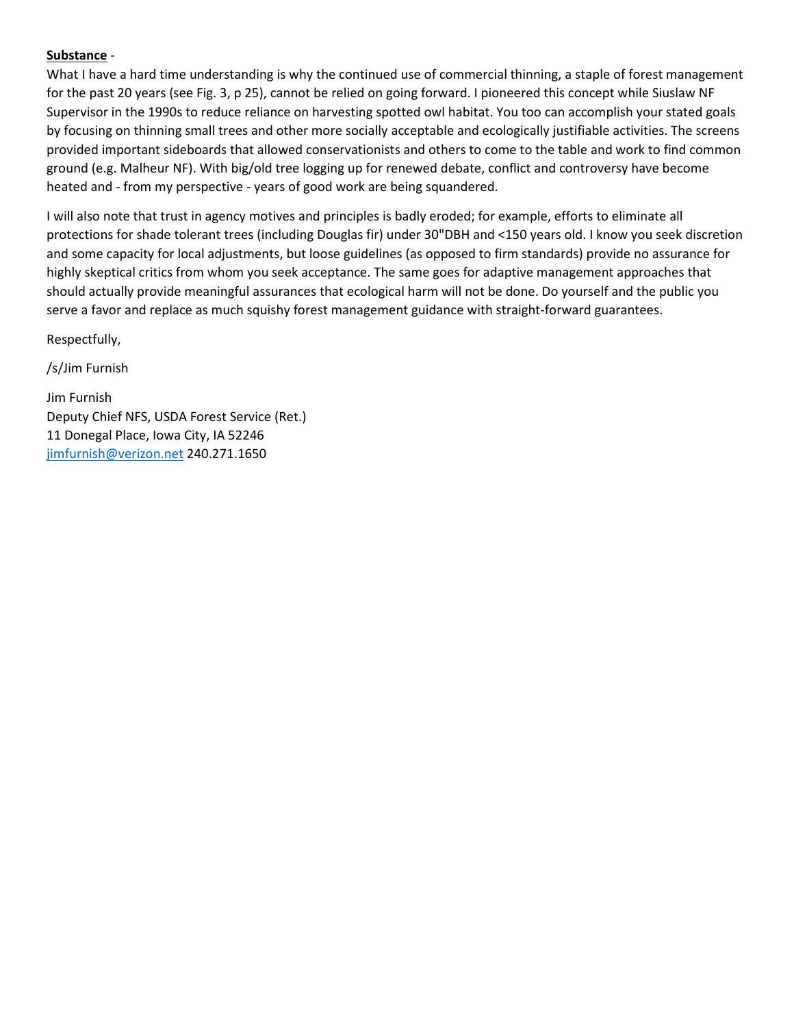**Substance** -

What I have a hard time understanding is why the continued use of commercial thinning, a staple of forest management for the past 20 years (see Fig. 3, p 25), cannot be relied on going forward. I pioneered this concept while Siuslaw NF Supervisor in the 1990s to reduce reliance on harvesting spotted owl habitat. You too can accomplish your stated goals by focusing on thinning small trees and other more socially acceptable and ecologically justifiable activities. The screens provided important sideboards that allowed conservationists and others to come to the table and work to find common ground (e.g. Malheur NF). With big/old tree logging up for renewed debate, conflict and controversy have become heated and - from my perspective - years of good work are being squandered.

I will also note that trust in agency motives and principles is badly eroded; for example, efforts to eliminate all protections for shade tolerant trees (including Douglas fir) under 30"DBH and <150 years old. I know you seek discretion and some capacity for local adjustments, but loose guidelines (as opposed to firm standards) provide no assurance for highly skeptical critics from whom you seek acceptance. The same goes for adaptive management approaches that should actually provide meaningful assurances that ecological harm will not be done. Do yourself and the public you serve a favor and replace as much squishy forest management guidance with straight-forward guarantees.

Respectfully,

/s/Jim Furnish

Jim Furnish
Deputy Chief NFS, USDA Forest Service (Ret.)
11 Donegal Place, Iowa City, IA 52246
jimfurnish@verizon.net 240.271.1650